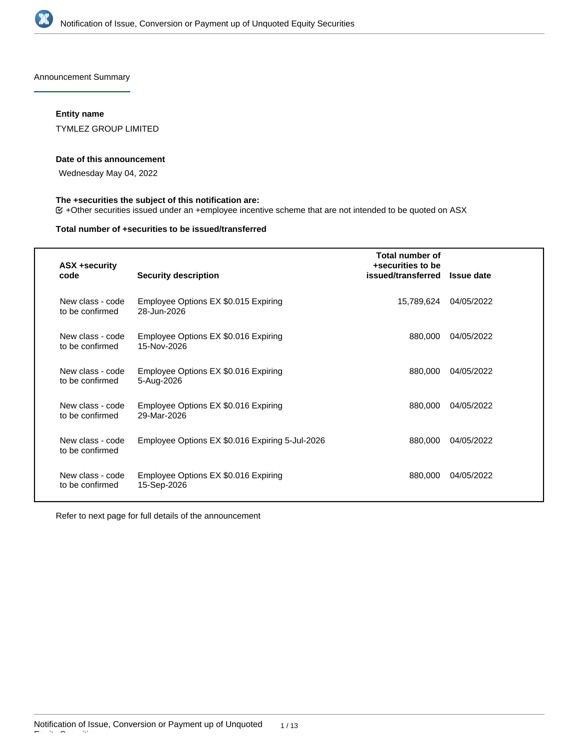Announcement Summary

**Entity name**

TYMLEZ GROUP LIMITED

**Date of this announcement**

Wednesday May 04, 2022

**The +securities the subject of this notification are:**

☑ +Other securities issued under an +employee incentive scheme that are not intended to be quoted on ASX

**Total number of +securities to be issued/transferred**

| ASX +security code | Security description | Total number of +securities to be issued/transferred | Issue date |
|---|---|---|---|
| New class - code to be confirmed | Employee Options EX $0.015 Expiring 28-Jun-2026 | 15,789,624 | 04/05/2022 |
| New class - code to be confirmed | Employee Options EX $0.016 Expiring 15-Nov-2026 | 880,000 | 04/05/2022 |
| New class - code to be confirmed | Employee Options EX $0.016 Expiring 5-Aug-2026 | 880,000 | 04/05/2022 |
| New class - code to be confirmed | Employee Options EX $0.016 Expiring 29-Mar-2026 | 880,000 | 04/05/2022 |
| New class - code to be confirmed | Employee Options EX $0.016 Expiring 5-Jul-2026 | 880,000 | 04/05/2022 |
| New class - code to be confirmed | Employee Options EX $0.016 Expiring 15-Sep-2026 | 880,000 | 04/05/2022 |

Refer to next page for full details of the announcement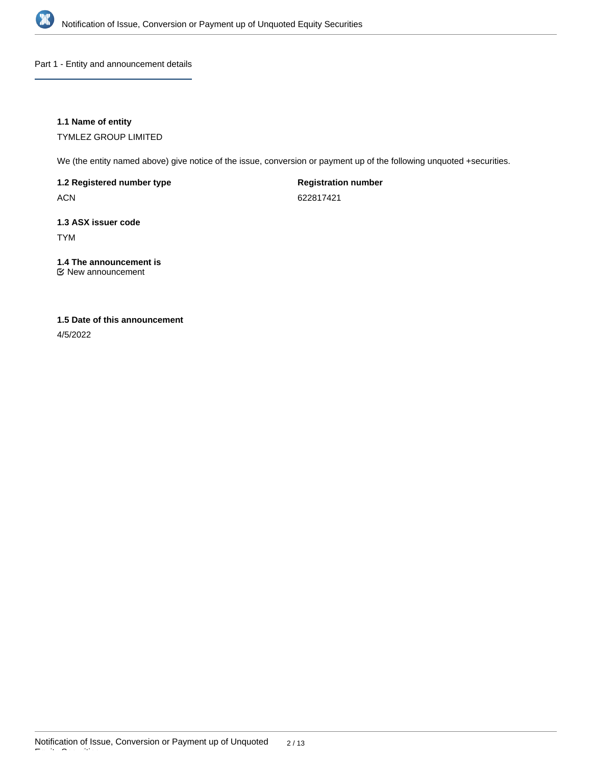## Part 1 - Entity and announcement details

**1.1 Name of entity**

TYMLEZ GROUP LIMITED

We (the entity named above) give notice of the issue, conversion or payment up of the following unquoted +securities.

**1.2 Registered number type**

ACN

**Registration number**

622817421

**1.3 ASX issuer code**

TYM

**1.4 The announcement is**

New announcement

**1.5 Date of this announcement**

4/5/2022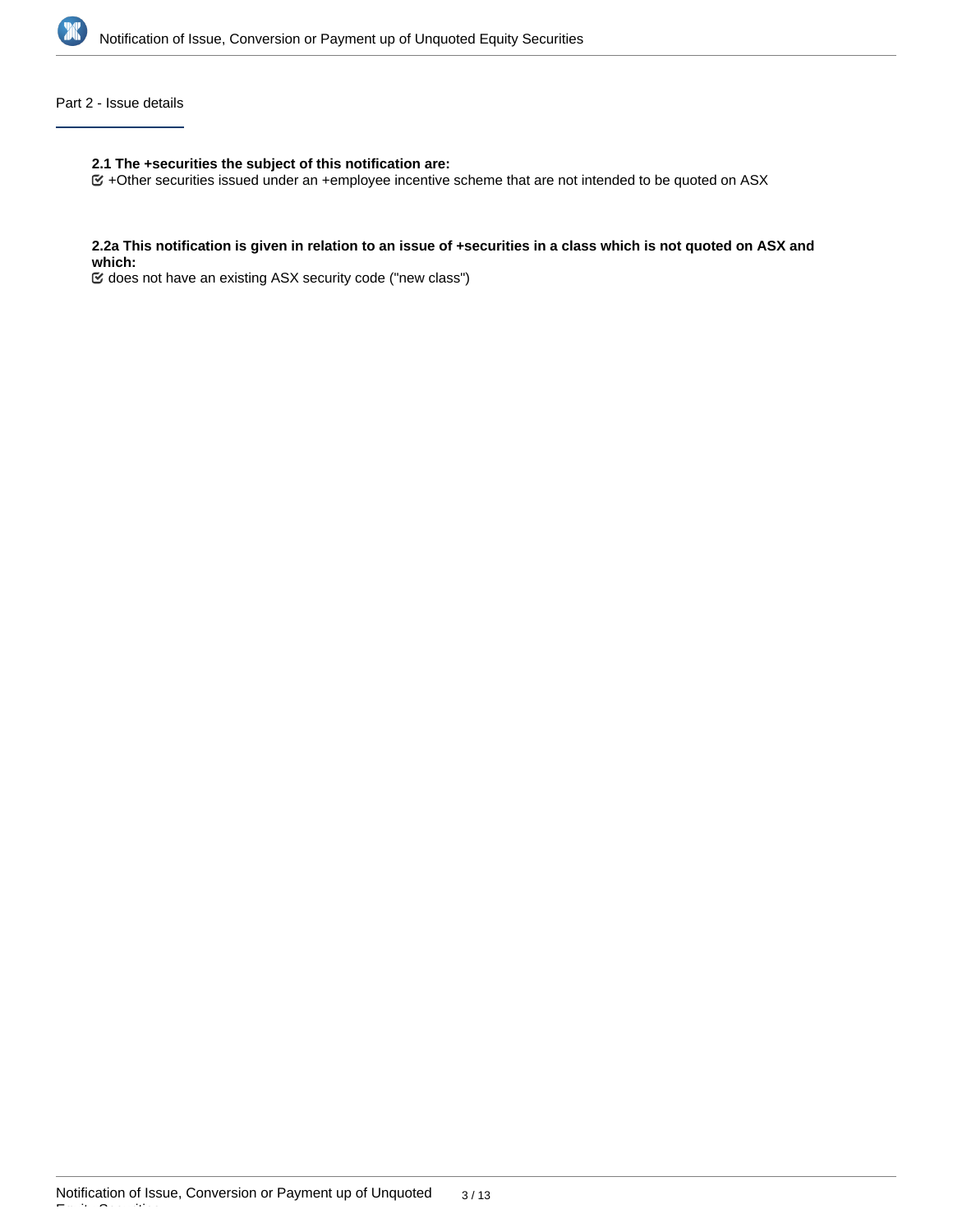## Part 2 - Issue details

**2.1 The +securities the subject of this notification are:**

☑ +Other securities issued under an +employee incentive scheme that are not intended to be quoted on ASX

**2.2a This notification is given in relation to an issue of +securities in a class which is not quoted on ASX and which:**

☑ does not have an existing ASX security code ("new class")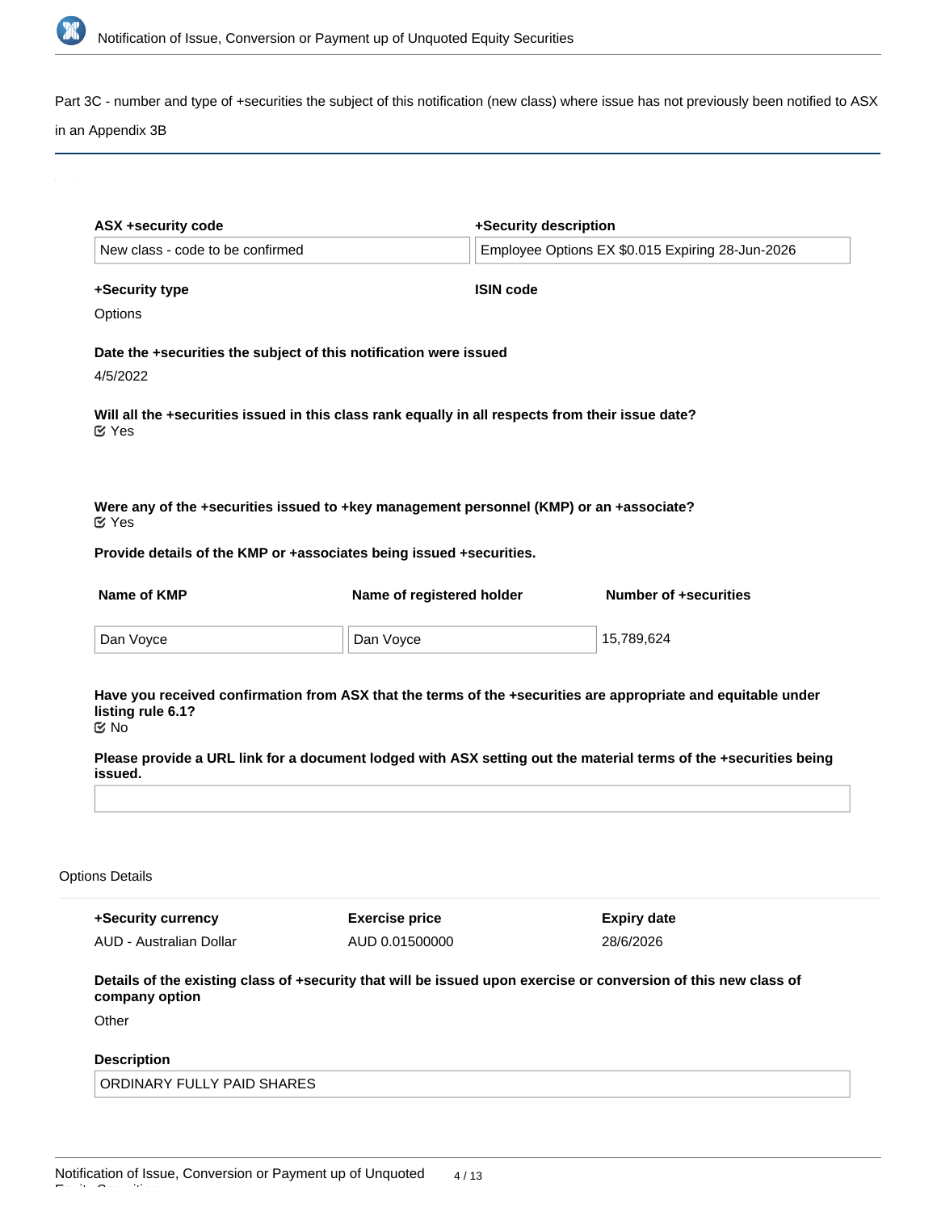Part 3C - number and type of +securities the subject of this notification (new class) where issue has not previously been notified to ASX in an Appendix 3B

**ASX +security code**

New class - code to be confirmed

**+Security description**

Employee Options EX $0.015 Expiring 28-Jun-2026

**+Security type**

Options

**ISIN code**

**Date the +securities the subject of this notification were issued**

4/5/2022

**Will all the +securities issued in this class rank equally in all respects from their issue date?**

Yes

**Were any of the +securities issued to +key management personnel (KMP) or an +associate?**

Yes

**Provide details of the KMP or +associates being issued +securities.**

| Name of KMP | Name of registered holder | Number of +securities |
|---|---|---|
| Dan Voyce | Dan Voyce | 15,789,624 |

**Have you received confirmation from ASX that the terms of the +securities are appropriate and equitable under listing rule 6.1?**

No

**Please provide a URL link for a document lodged with ASX setting out the material terms of the +securities being issued.**

Options Details

| +Security currency | Exercise price | Expiry date |
|---|---|---|
| AUD - Australian Dollar | AUD 0.01500000 | 28/6/2026 |

**Details of the existing class of +security that will be issued upon exercise or conversion of this new class of company option**

Other

**Description**

ORDINARY FULLY PAID SHARES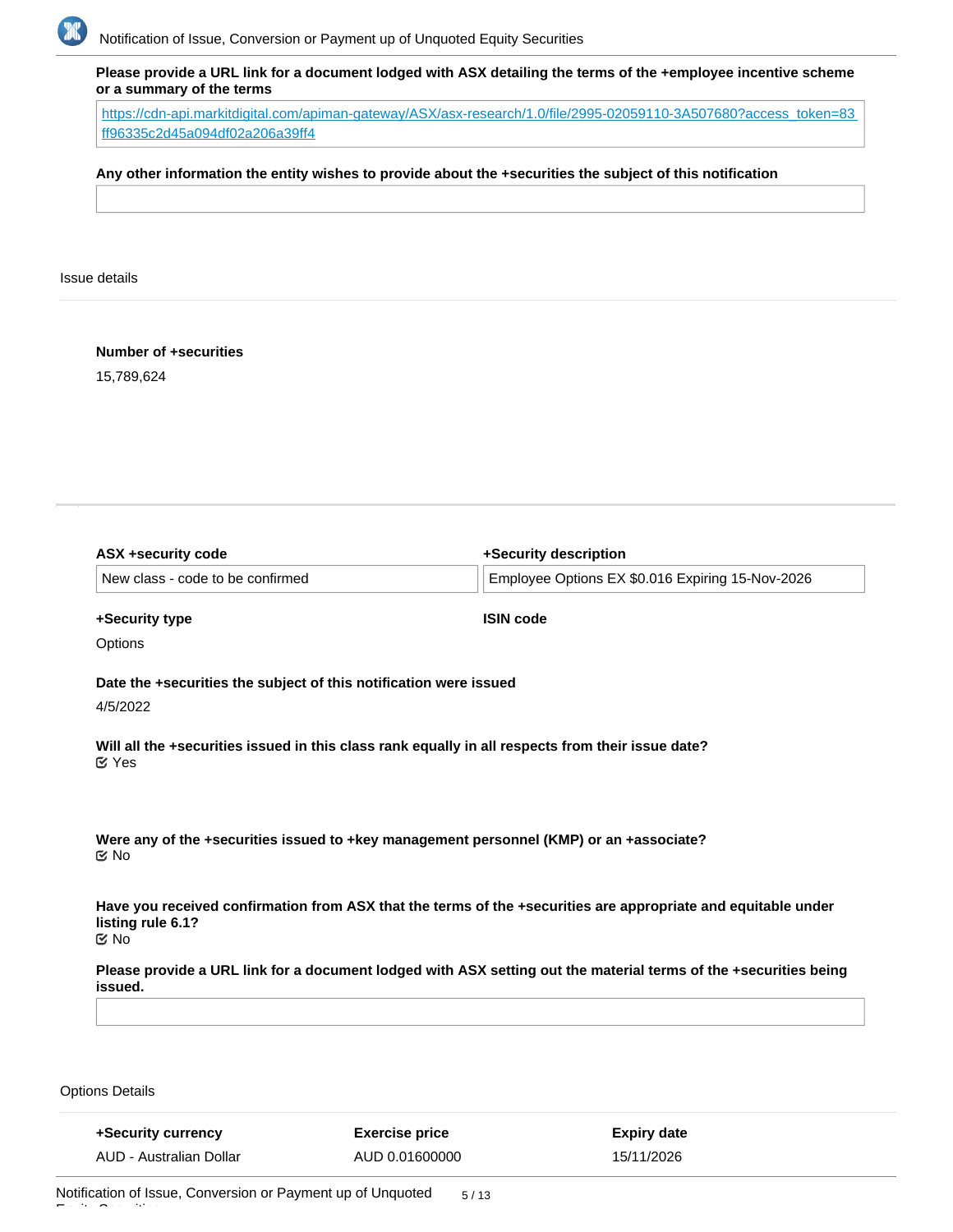**Please provide a URL link for a document lodged with ASX detailing the terms of the +employee incentive scheme or a summary of the terms**

https://cdn-api.markitdigital.com/apiman-gateway/ASX/asx-research/1.0/file/2995-02059110-3A507680?access_token=83ff96335c2d45a094df02a206a39ff4

**Any other information the entity wishes to provide about the +securities the subject of this notification**

## Issue details

**Number of +securities**

15,789,624

| **ASX +security code** | **+Security description** |
|---|---|
| New class - code to be confirmed | Employee Options EX $0.016 Expiring 15-Nov-2026 |

**+Security type**

Options

**ISIN code**

**Date the +securities the subject of this notification were issued**

4/5/2022

**Will all the +securities issued in this class rank equally in all respects from their issue date?**

☑ Yes

**Were any of the +securities issued to +key management personnel (KMP) or an +associate?**

☑ No

**Have you received confirmation from ASX that the terms of the +securities are appropriate and equitable under listing rule 6.1?**

☑ No

**Please provide a URL link for a document lodged with ASX setting out the material terms of the +securities being issued.**

## Options Details

| **+Security currency** | **Exercise price** | **Expiry date** |
|---|---|---|
| AUD - Australian Dollar | AUD 0.01600000 | 15/11/2026 |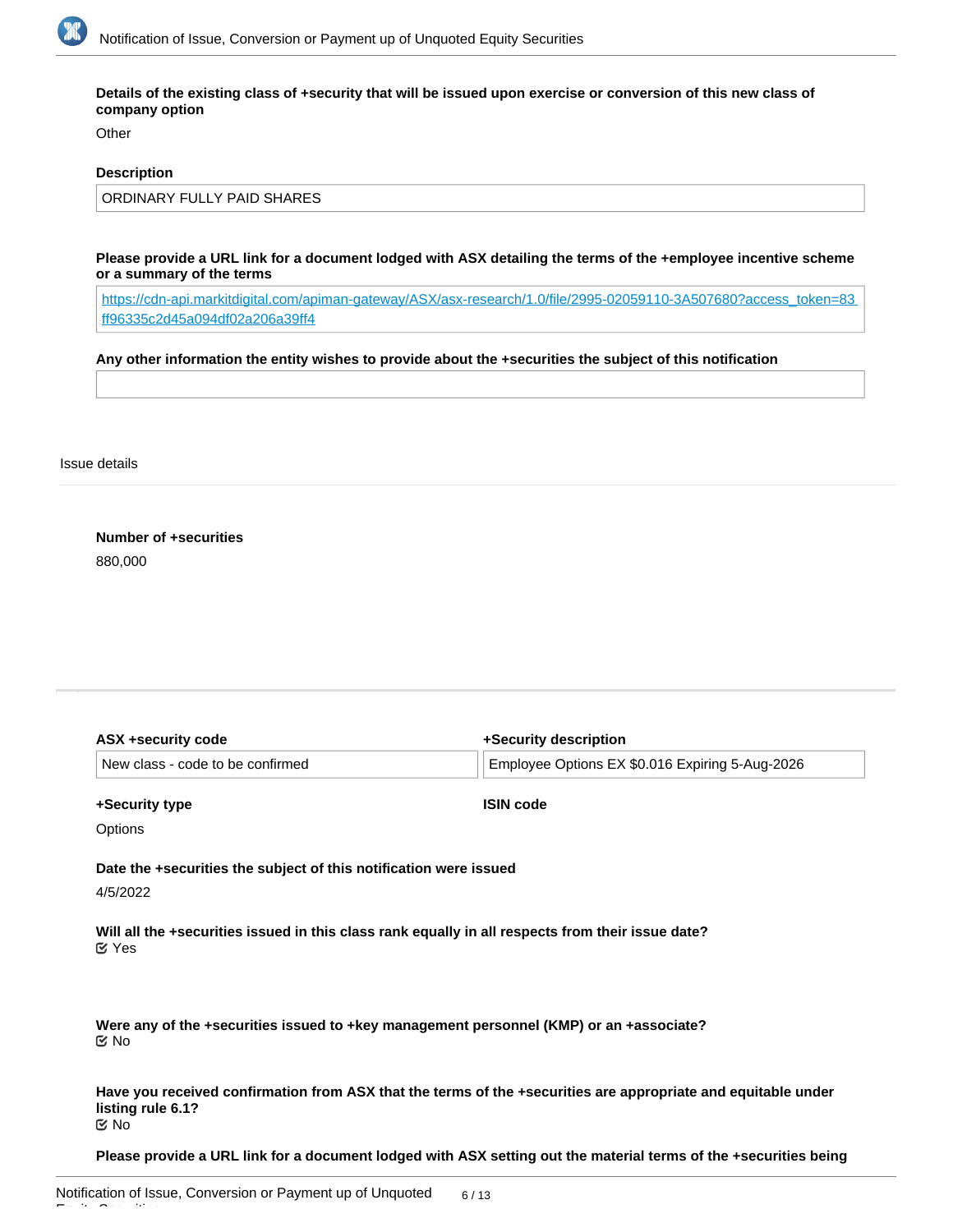**Details of the existing class of +security that will be issued upon exercise or conversion of this new class of company option**

Other

**Description**

ORDINARY FULLY PAID SHARES

**Please provide a URL link for a document lodged with ASX detailing the terms of the +employee incentive scheme or a summary of the terms**

https://cdn-api.markitdigital.com/apiman-gateway/ASX/asx-research/1.0/file/2995-02059110-3A507680?access_token=83ff96335c2d45a094df02a206a39ff4

**Any other information the entity wishes to provide about the +securities the subject of this notification**

Issue details

**Number of +securities**

880,000

**ASX +security code**

New class - code to be confirmed

**+Security description**

Employee Options EX $0.016 Expiring 5-Aug-2026

**+Security type**

Options

**ISIN code**

**Date the +securities the subject of this notification were issued**

4/5/2022

**Will all the +securities issued in this class rank equally in all respects from their issue date?**

Yes

**Were any of the +securities issued to +key management personnel (KMP) or an +associate?**

No

**Have you received confirmation from ASX that the terms of the +securities are appropriate and equitable under listing rule 6.1?**

No

**Please provide a URL link for a document lodged with ASX setting out the material terms of the +securities being**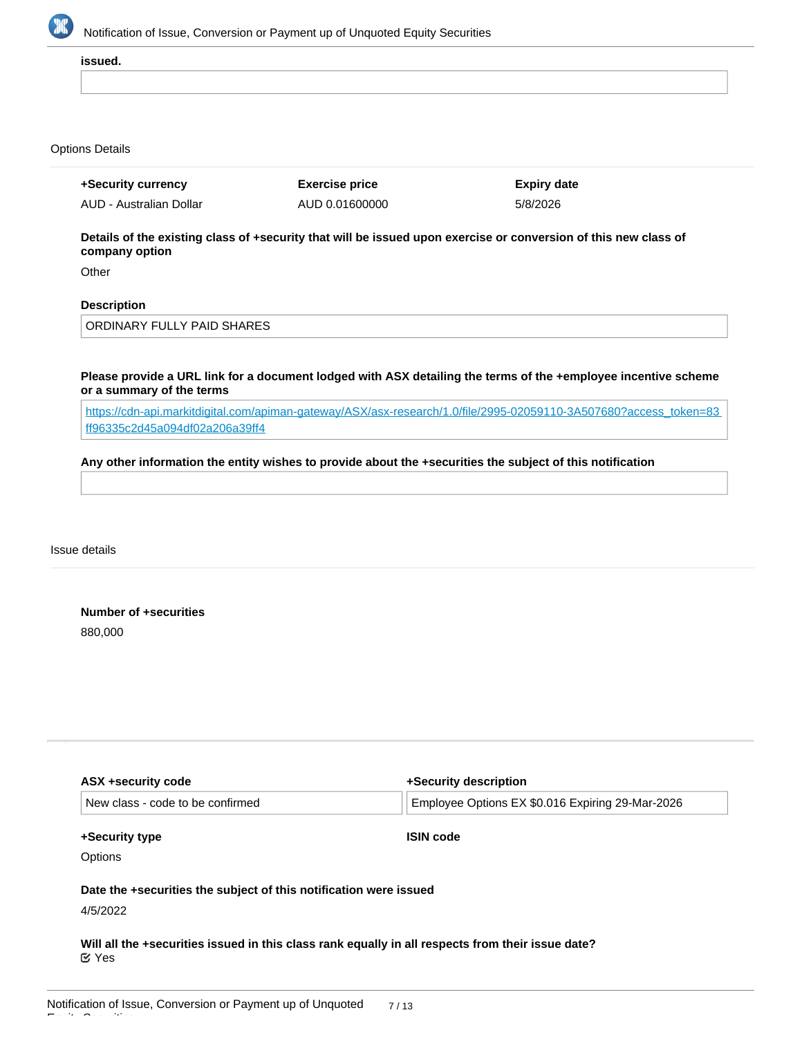**issued.**

Options Details

| +Security currency | Exercise price | Expiry date |
|---|---|---|
| AUD - Australian Dollar | AUD 0.01600000 | 5/8/2026 |

**Details of the existing class of +security that will be issued upon exercise or conversion of this new class of company option**

Other

**Description**

ORDINARY FULLY PAID SHARES

**Please provide a URL link for a document lodged with ASX detailing the terms of the +employee incentive scheme or a summary of the terms**

[https://cdn-api.markitdigital.com/apiman-gateway/ASX/asx-research/1.0/file/2995-02059110-3A507680?access_token=83ff96335c2d45a094df02a206a39ff4](https://cdn-api.markitdigital.com/apiman-gateway/ASX/asx-research/1.0/file/2995-02059110-3A507680?access_token=83ff96335c2d45a094df02a206a39ff4)

**Any other information the entity wishes to provide about the +securities the subject of this notification**

Issue details

**Number of +securities**

880,000

---

| ASX +security code | +Security description |
|---|---|
| New class - code to be confirmed | Employee Options EX $0.016 Expiring 29-Mar-2026 |

| +Security type | ISIN code |
|---|---|
| Options | |

**Date the +securities the subject of this notification were issued**

4/5/2022

**Will all the +securities issued in this class rank equally in all respects from their issue date?**

Yes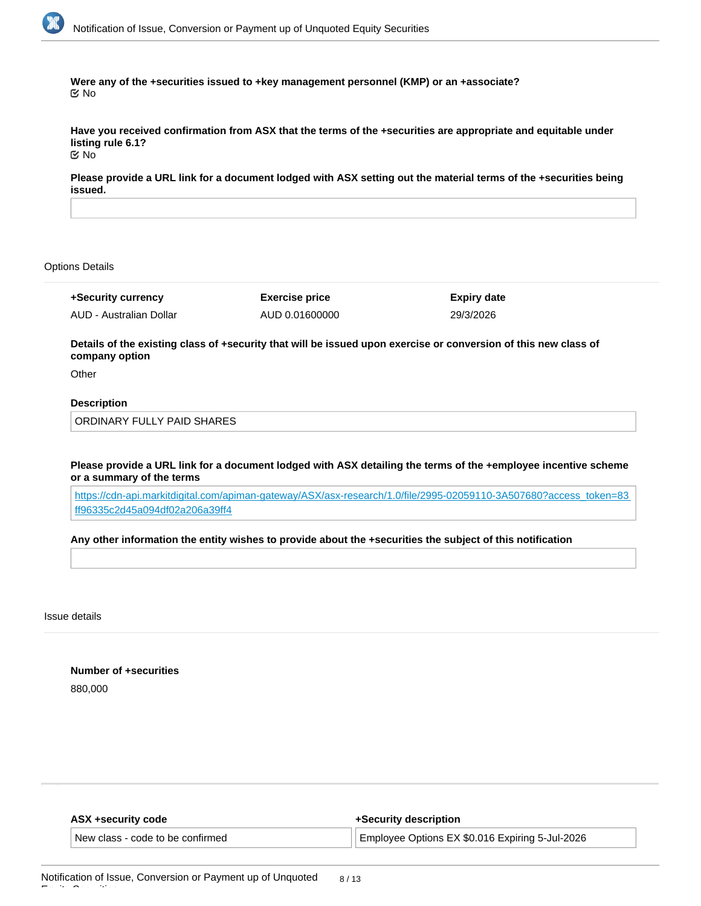**Were any of the +securities issued to +key management personnel (KMP) or an +associate?**

☑ No

**Have you received confirmation from ASX that the terms of the +securities are appropriate and equitable under listing rule 6.1?**

☑ No

**Please provide a URL link for a document lodged with ASX setting out the material terms of the +securities being issued.**

## Options Details

| +Security currency | Exercise price | Expiry date |
|---|---|---|
| AUD - Australian Dollar | AUD 0.01600000 | 29/3/2026 |

**Details of the existing class of +security that will be issued upon exercise or conversion of this new class of company option**

Other

**Description**

ORDINARY FULLY PAID SHARES

**Please provide a URL link for a document lodged with ASX detailing the terms of the +employee incentive scheme or a summary of the terms**

https://cdn-api.markitdigital.com/apiman-gateway/ASX/asx-research/1.0/file/2995-02059110-3A507680?access_token=83ff96335c2d45a094df02a206a39ff4

**Any other information the entity wishes to provide about the +securities the subject of this notification**

## Issue details

**Number of +securities**

880,000

| ASX +security code | +Security description |
|---|---|
| New class - code to be confirmed | Employee Options EX $0.016 Expiring 5-Jul-2026 |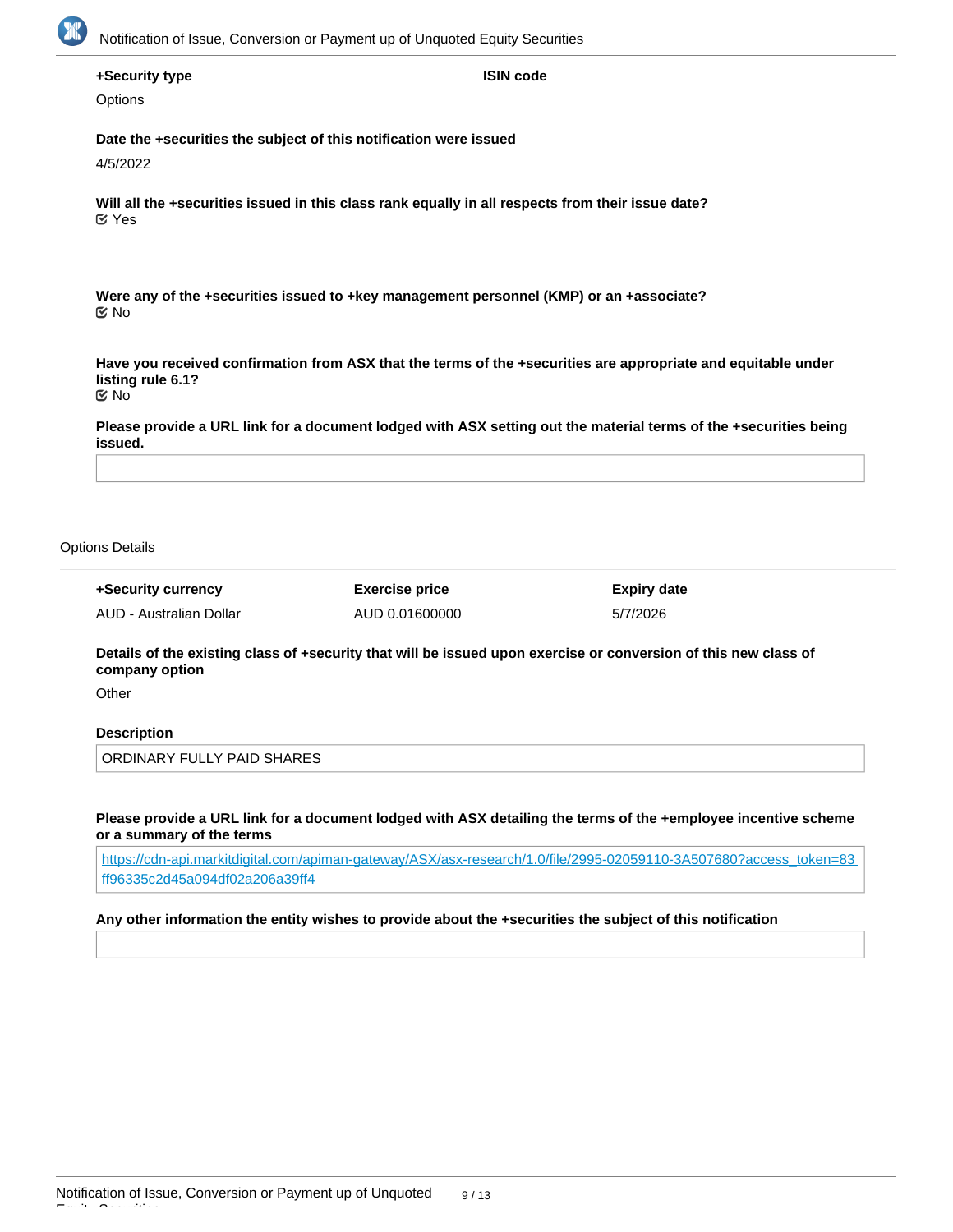**+Security type**

Options

**ISIN code**

**Date the +securities the subject of this notification were issued**

4/5/2022

**Will all the +securities issued in this class rank equally in all respects from their issue date?**

Yes

**Were any of the +securities issued to +key management personnel (KMP) or an +associate?**

No

**Have you received confirmation from ASX that the terms of the +securities are appropriate and equitable under listing rule 6.1?**

No

**Please provide a URL link for a document lodged with ASX setting out the material terms of the +securities being issued.**

Options Details

| +Security currency | Exercise price | Expiry date |
| --- | --- | --- |
| AUD - Australian Dollar | AUD 0.01600000 | 5/7/2026 |

**Details of the existing class of +security that will be issued upon exercise or conversion of this new class of company option**

Other

**Description**

ORDINARY FULLY PAID SHARES

**Please provide a URL link for a document lodged with ASX detailing the terms of the +employee incentive scheme or a summary of the terms**

https://cdn-api.markitdigital.com/apiman-gateway/ASX/asx-research/1.0/file/2995-02059110-3A507680?access_token=83ff96335c2d45a094df02a206a39ff4

**Any other information the entity wishes to provide about the +securities the subject of this notification**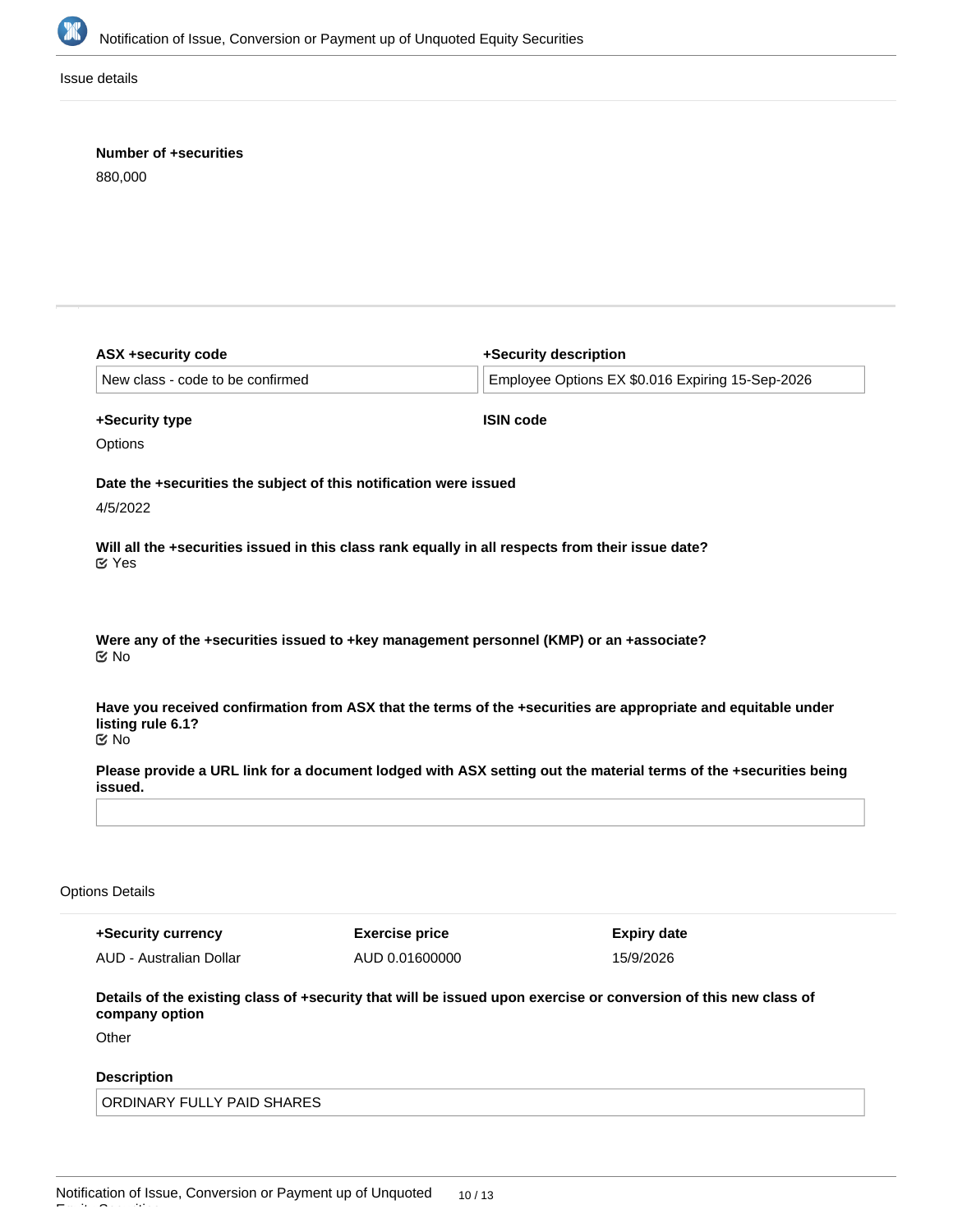Issue details

**Number of +securities**

880,000

**ASX +security code**

New class - code to be confirmed

**+Security description**

Employee Options EX $0.016 Expiring 15-Sep-2026

**+Security type**

Options

**ISIN code**

**Date the +securities the subject of this notification were issued**

4/5/2022

**Will all the +securities issued in this class rank equally in all respects from their issue date?**

Yes

**Were any of the +securities issued to +key management personnel (KMP) or an +associate?**

No

**Have you received confirmation from ASX that the terms of the +securities are appropriate and equitable under listing rule 6.1?**

No

**Please provide a URL link for a document lodged with ASX setting out the material terms of the +securities being issued.**

Options Details

| +Security currency | Exercise price | Expiry date |
| --- | --- | --- |
| AUD - Australian Dollar | AUD 0.01600000 | 15/9/2026 |

**Details of the existing class of +security that will be issued upon exercise or conversion of this new class of company option**

Other

**Description**

ORDINARY FULLY PAID SHARES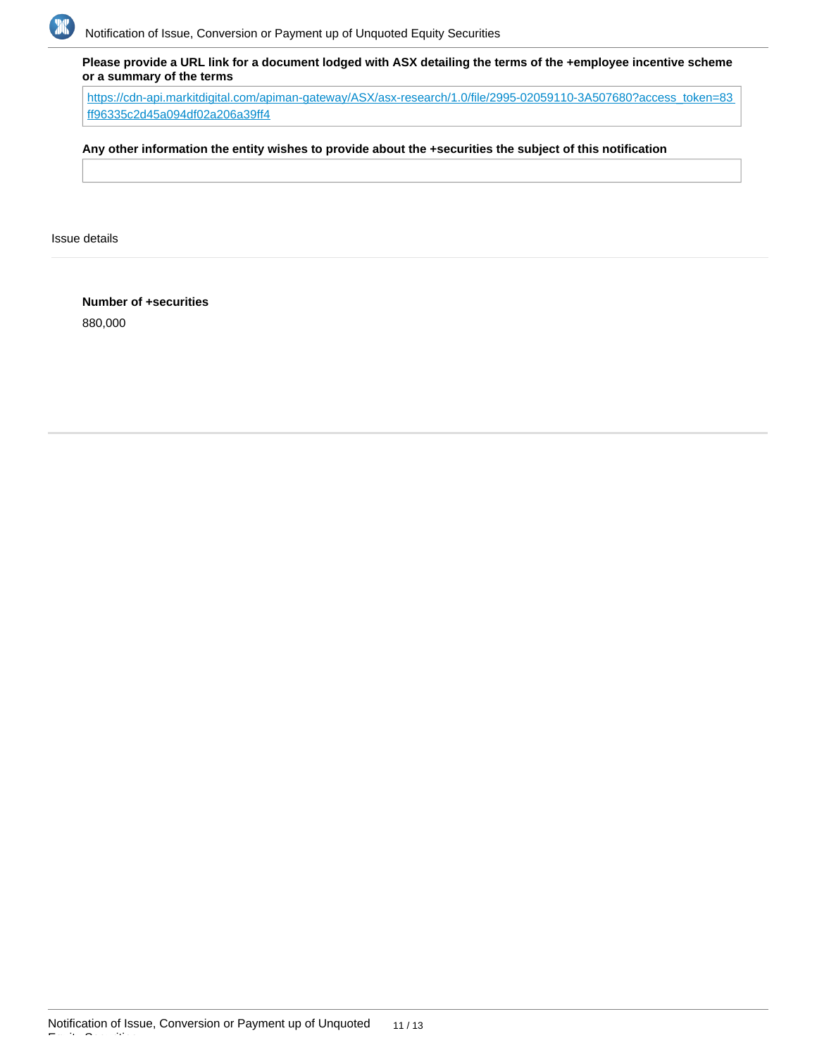**Please provide a URL link for a document lodged with ASX detailing the terms of the +employee incentive scheme or a summary of the terms**

https://cdn-api.markitdigital.com/apiman-gateway/ASX/asx-research/1.0/file/2995-02059110-3A507680?access_token=83ff96335c2d45a094df02a206a39ff4

**Any other information the entity wishes to provide about the +securities the subject of this notification**

Issue details

**Number of +securities**

880,000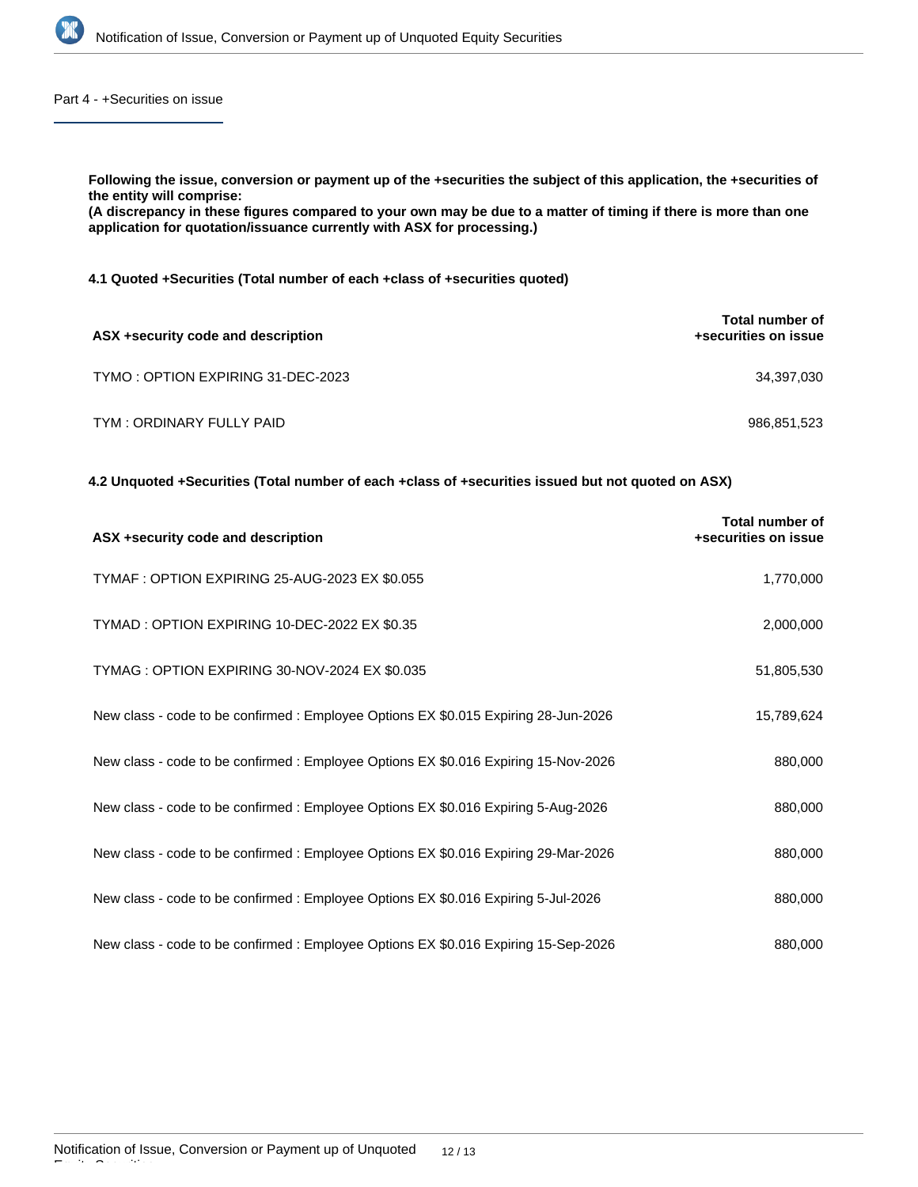## Part 4 - +Securities on issue

**Following the issue, conversion or payment up of the +securities the subject of this application, the +securities of the entity will comprise:**
**(A discrepancy in these figures compared to your own may be due to a matter of timing if there is more than one application for quotation/issuance currently with ASX for processing.)**

### 4.1 Quoted +Securities (Total number of each +class of +securities quoted)

| ASX +security code and description | Total number of +securities on issue |
|---|---|
| TYMO : OPTION EXPIRING 31-DEC-2023 | 34,397,030 |
| TYM : ORDINARY FULLY PAID | 986,851,523 |

### 4.2 Unquoted +Securities (Total number of each +class of +securities issued but not quoted on ASX)

| ASX +security code and description | Total number of +securities on issue |
|---|---|
| TYMAF : OPTION EXPIRING 25-AUG-2023 EX $0.055 | 1,770,000 |
| TYMAD : OPTION EXPIRING 10-DEC-2022 EX $0.35 | 2,000,000 |
| TYMAG : OPTION EXPIRING 30-NOV-2024 EX $0.035 | 51,805,530 |
| New class - code to be confirmed : Employee Options EX $0.015 Expiring 28-Jun-2026 | 15,789,624 |
| New class - code to be confirmed : Employee Options EX $0.016 Expiring 15-Nov-2026 | 880,000 |
| New class - code to be confirmed : Employee Options EX $0.016 Expiring 5-Aug-2026 | 880,000 |
| New class - code to be confirmed : Employee Options EX $0.016 Expiring 29-Mar-2026 | 880,000 |
| New class - code to be confirmed : Employee Options EX $0.016 Expiring 5-Jul-2026 | 880,000 |
| New class - code to be confirmed : Employee Options EX $0.016 Expiring 15-Sep-2026 | 880,000 |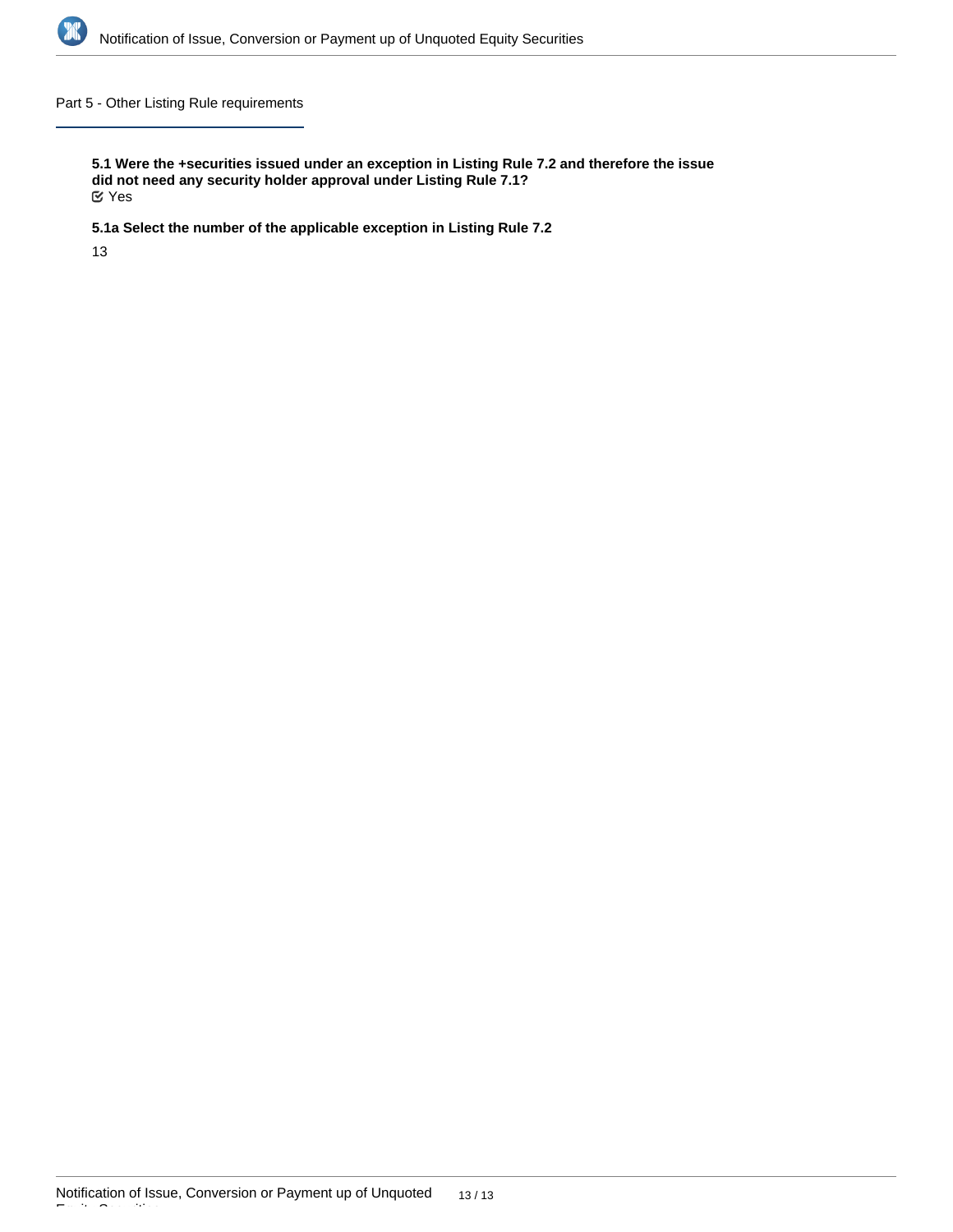## Part 5 - Other Listing Rule requirements

**5.1 Were the +securities issued under an exception in Listing Rule 7.2 and therefore the issue did not need any security holder approval under Listing Rule 7.1?**

Yes

**5.1a Select the number of the applicable exception in Listing Rule 7.2**

13